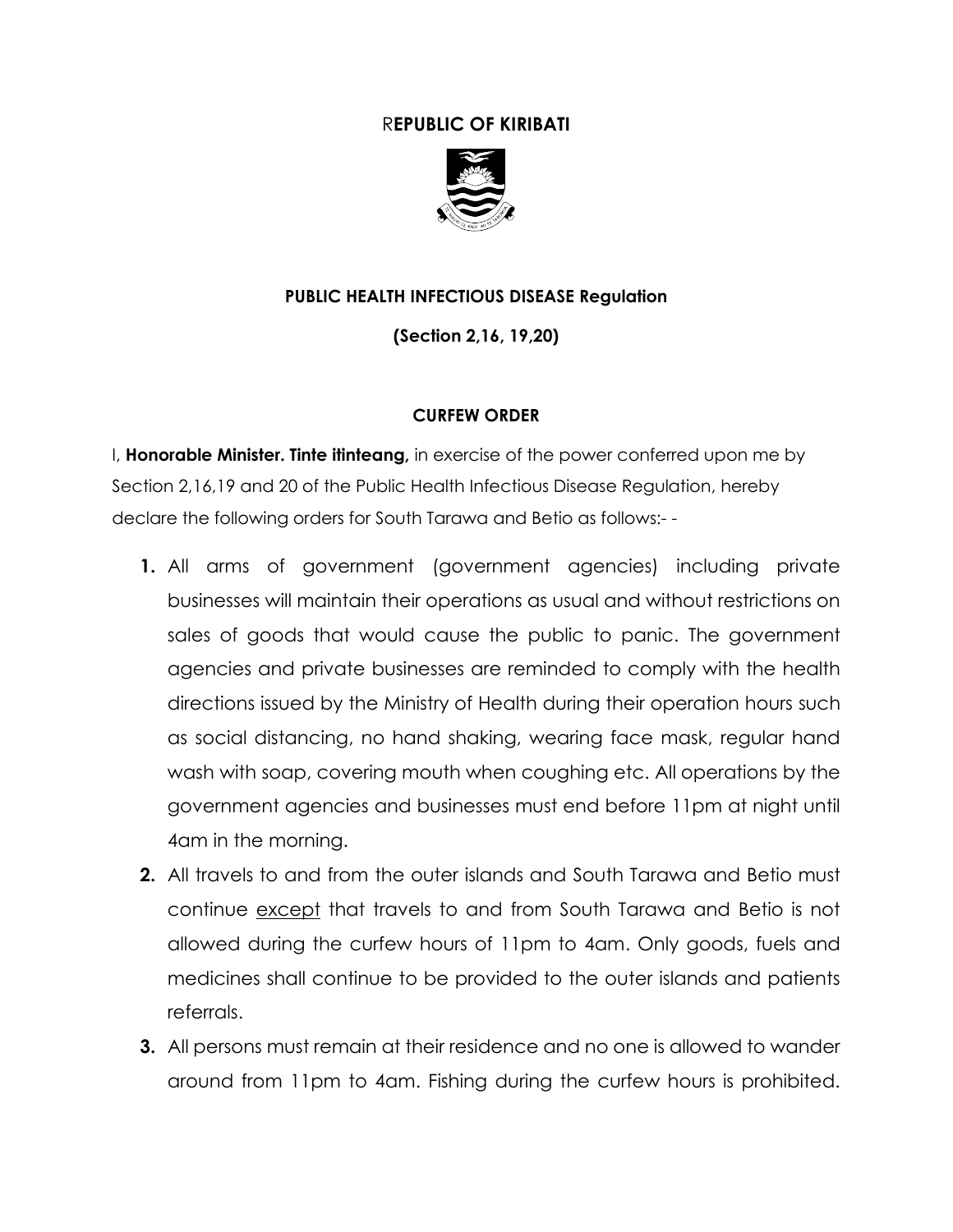# REPUBLIC OF KIRIBATI

**PUBLIC HEALTH INFECTIOUS DISEASE Regulation**

**(Section 2,16, 19,20)**

**CURFEW ORDER**

I, **Honorable Minister. Tinte itinteang,** in exercise of the power conferred upon me by Section 2,16,19 and 20 of the Public Health Infectious Disease Regulation, hereby declare the following orders for South Tarawa and Betio as follows:- -

1. All arms of government (government agencies) including private businesses will maintain their operations as usual and without restrictions on sales of goods that would cause the public to panic. The government agencies and private businesses are reminded to comply with the health directions issued by the Ministry of Health during their operation hours such as social distancing, no hand shaking, wearing face mask, regular hand wash with soap, covering mouth when coughing etc. All operations by the government agencies and businesses must end before 11pm at night until 4am in the morning.
2. All travels to and from the outer islands and South Tarawa and Betio must continue <u>except</u> that travels to and from South Tarawa and Betio is not allowed during the curfew hours of 11pm to 4am. Only goods, fuels and medicines shall continue to be provided to the outer islands and patients referrals.
3. All persons must remain at their residence and no one is allowed to wander around from 11pm to 4am. Fishing during the curfew hours is prohibited.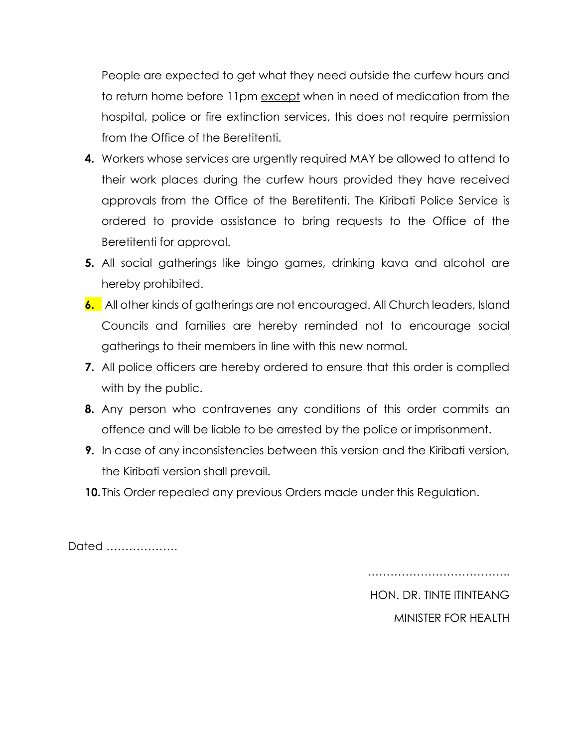People are expected to get what they need outside the curfew hours and to return home before 11pm <u>except</u> when in need of medication from the hospital, police or fire extinction services, this does not require permission from the Office of the Beretitenti.

4. Workers whose services are urgently required MAY be allowed to attend to their work places during the curfew hours provided they have received approvals from the Office of the Beretitenti. The Kiribati Police Service is ordered to provide assistance to bring requests to the Office of the Beretitenti for approval.
5. All social gatherings like bingo games, drinking kava and alcohol are hereby prohibited.
6. All other kinds of gatherings are not encouraged. All Church leaders, Island Councils and families are hereby reminded not to encourage social gatherings to their members in line with this new normal.
7. All police officers are hereby ordered to ensure that this order is complied with by the public.
8. Any person who contravenes any conditions of this order commits an offence and will be liable to be arrested by the police or imprisonment.
9. In case of any inconsistencies between this version and the Kiribati version, the Kiribati version shall prevail.
10. This Order repealed any previous Orders made under this Regulation.

Dated ……………….

………………………………..

HON. DR. TINTE ITINTEANG

MINISTER FOR HEALTH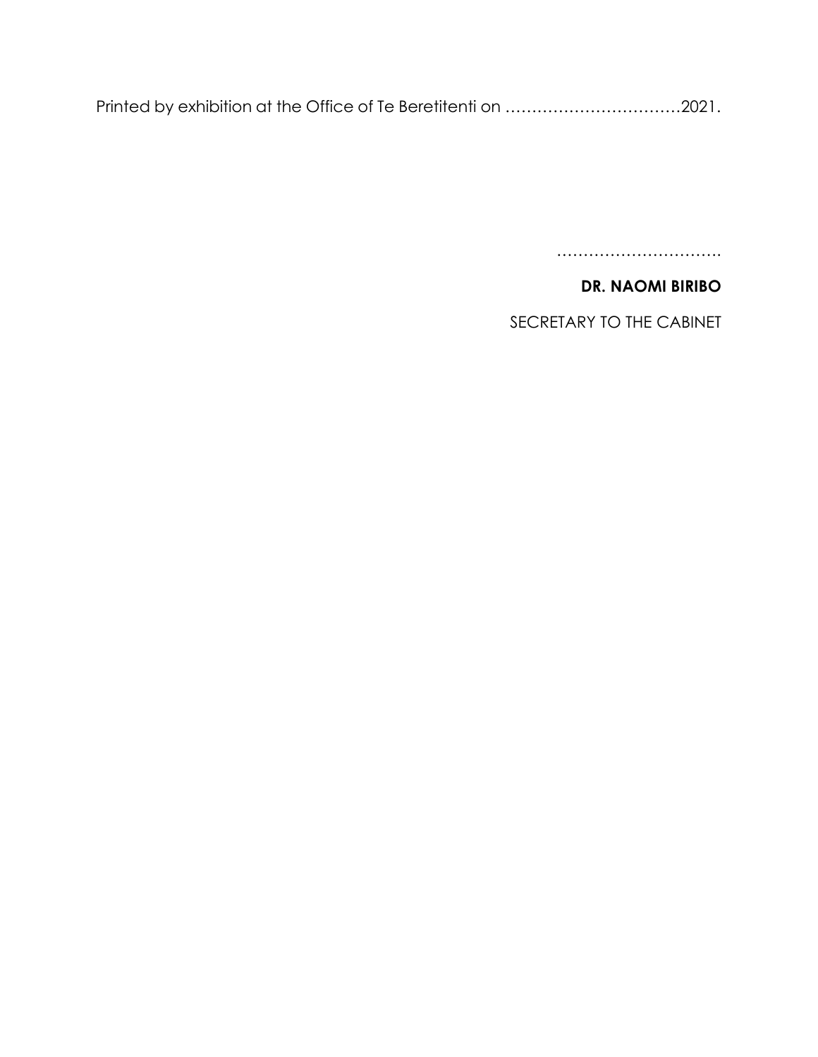Printed by exhibition at the Office of Te Beretitenti on ……………………………2021.

…………………………

**DR. NAOMI BIRIBO**

SECRETARY TO THE CABINET